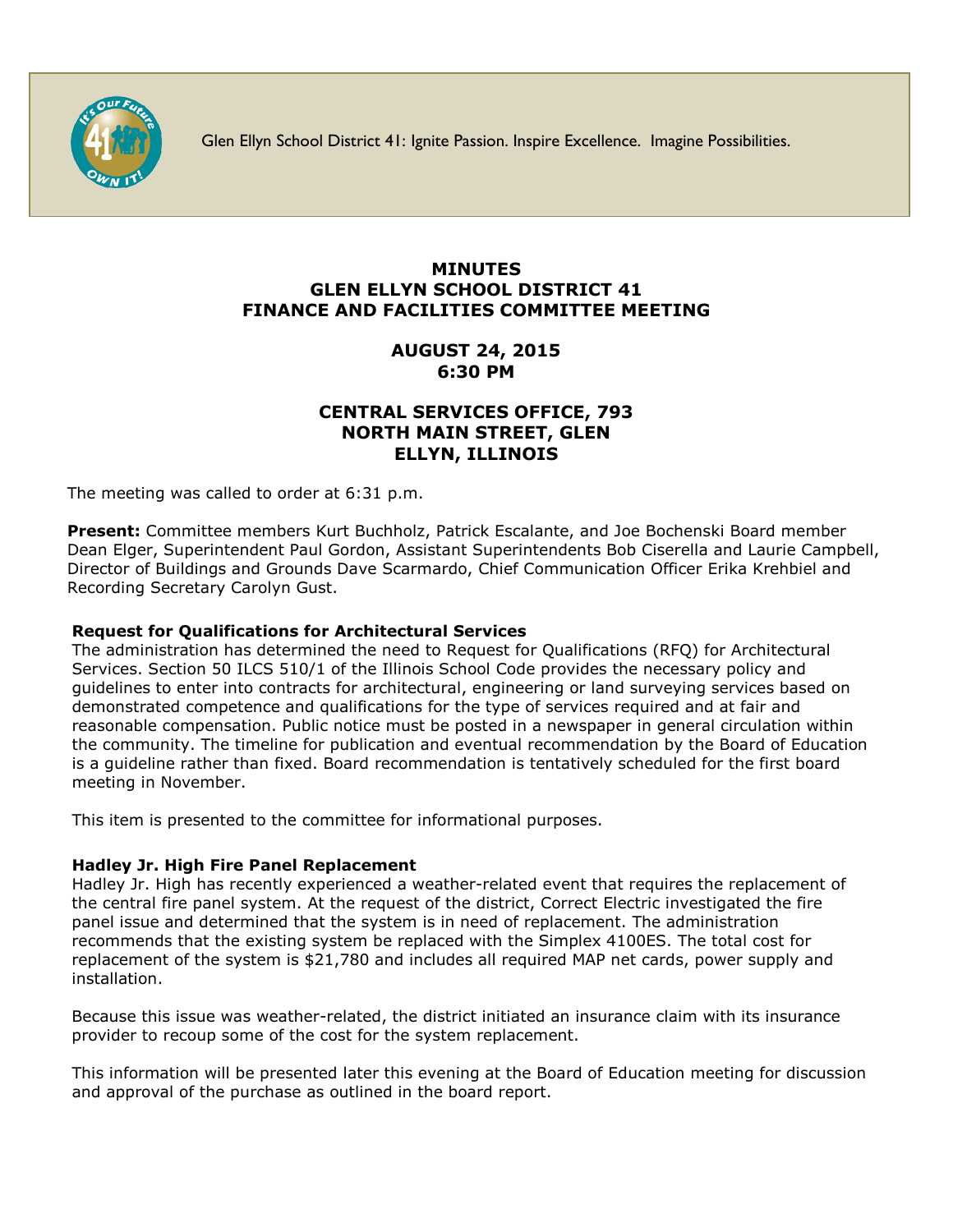Glen Ellyn School District 41: Ignite Passion. Inspire Excellence. Imagine Possibilities.

# MINUTES
# GLEN ELLYN SCHOOL DISTRICT 41
# FINANCE AND FACILITIES COMMITTEE MEETING

## AUGUST 24, 2015
## 6:30 PM

## CENTRAL SERVICES OFFICE, 793 NORTH MAIN STREET, GLEN ELLYN, ILLINOIS

The meeting was called to order at 6:31 p.m.

**Present:** Committee members Kurt Buchholz, Patrick Escalante, and Joe Bochenski Board member Dean Elger, Superintendent Paul Gordon, Assistant Superintendents Bob Ciserella and Laurie Campbell, Director of Buildings and Grounds Dave Scarmardo, Chief Communication Officer Erika Krehbiel and Recording Secretary Carolyn Gust.

**Request for Qualifications for Architectural Services**

The administration has determined the need to Request for Qualifications (RFQ) for Architectural Services. Section 50 ILCS 510/1 of the Illinois School Code provides the necessary policy and guidelines to enter into contracts for architectural, engineering or land surveying services based on demonstrated competence and qualifications for the type of services required and at fair and reasonable compensation. Public notice must be posted in a newspaper in general circulation within the community. The timeline for publication and eventual recommendation by the Board of Education is a guideline rather than fixed. Board recommendation is tentatively scheduled for the first board meeting in November.

This item is presented to the committee for informational purposes.

**Hadley Jr. High Fire Panel Replacement**

Hadley Jr. High has recently experienced a weather-related event that requires the replacement of the central fire panel system. At the request of the district, Correct Electric investigated the fire panel issue and determined that the system is in need of replacement. The administration recommends that the existing system be replaced with the Simplex 4100ES. The total cost for replacement of the system is $21,780 and includes all required MAP net cards, power supply and installation.

Because this issue was weather-related, the district initiated an insurance claim with its insurance provider to recoup some of the cost for the system replacement.

This information will be presented later this evening at the Board of Education meeting for discussion and approval of the purchase as outlined in the board report.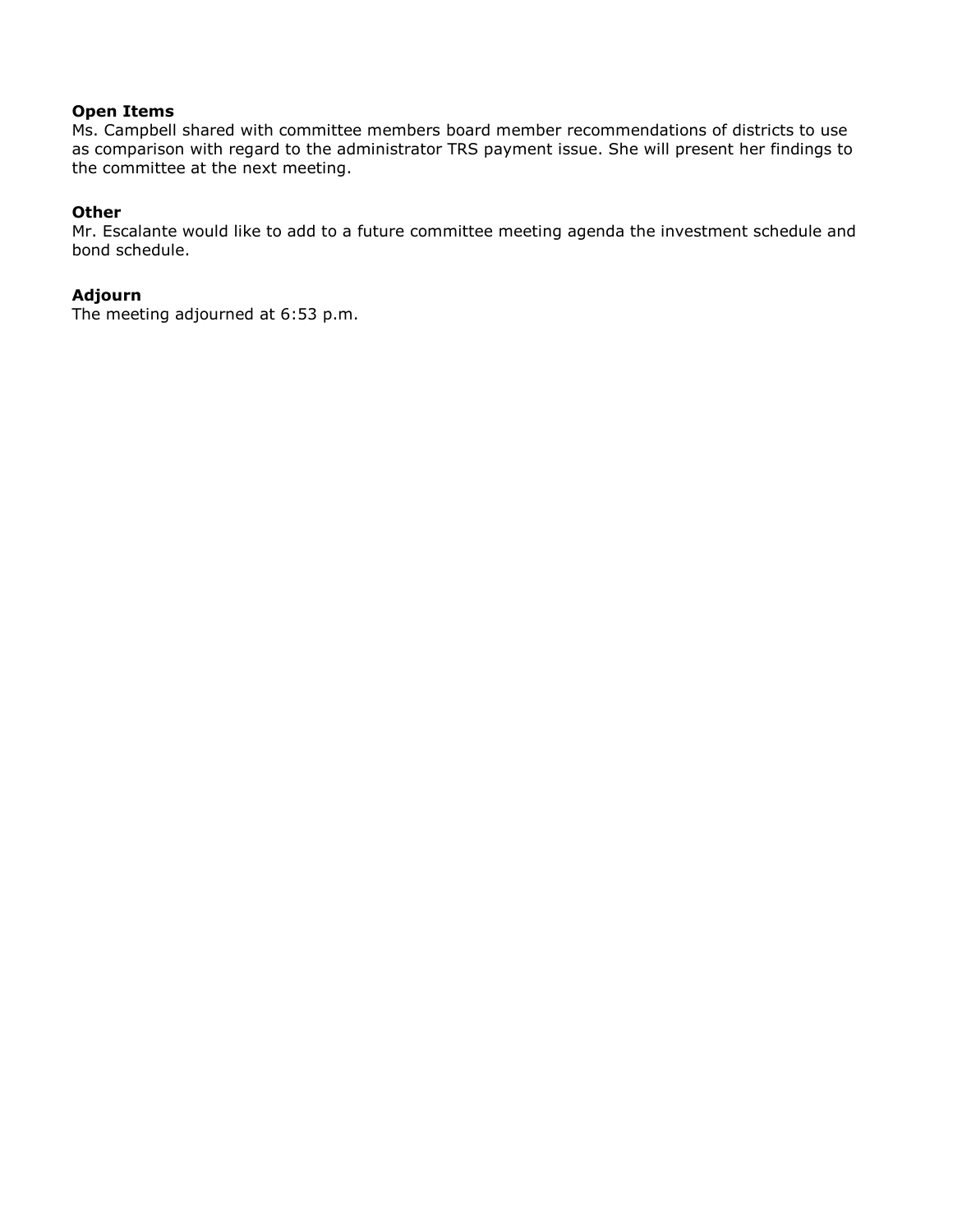**Open Items**
Ms. Campbell shared with committee members board member recommendations of districts to use as comparison with regard to the administrator TRS payment issue. She will present her findings to the committee at the next meeting.

**Other**
Mr. Escalante would like to add to a future committee meeting agenda the investment schedule and bond schedule.

**Adjourn**
The meeting adjourned at 6:53 p.m.